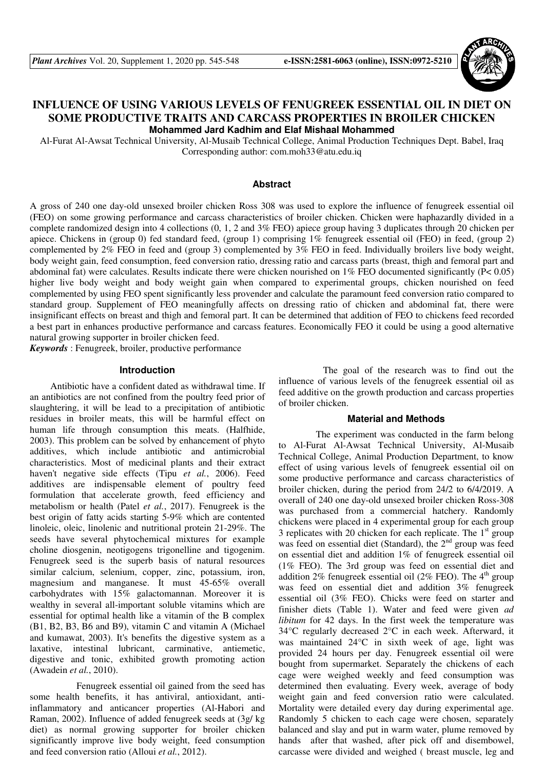# INFLUENCE OF USING VARIOUS LEVELS OF FENUGREEK ESSENTIAL OIL IN DIET ON SOME PRODUCTIVE TRAITS AND CARCASS PROPERTIES IN BROILER CHICKEN

**Mohammed Jard Kadhim and Elaf Mishaal Mohammed**

Al-Furat Al-Awsat Technical University, Al-Musaib Technical College, Animal Production Techniques Dept. Babel, Iraq
Corresponding author: com.moh33@atu.edu.iq

## Abstract

A gross of 240 one day-old unsexed broiler chicken Ross 308 was used to explore the influence of fenugreek essential oil (FEO) on some growing performance and carcass characteristics of broiler chicken. Chicken were haphazardly divided in a complete randomized design into 4 collections (0, 1, 2 and 3% FEO) apiece group having 3 duplicates through 20 chicken per apiece. Chickens in (group 0) fed standard feed, (group 1) comprising 1% fenugreek essential oil (FEO) in feed, (group 2) complemented by 2% FEO in feed and (group 3) complemented by 3% FEO in feed. Individually broilers live body weight, body weight gain, feed consumption, feed conversion ratio, dressing ratio and carcass parts (breast, thigh and femoral part and abdominal fat) were calculates. Results indicate there were chicken nourished on 1% FEO documented significantly ($P< 0.05$) higher live body weight and body weight gain when compared to experimental groups, chicken nourished on feed complemented by using FEO spent significantly less provender and calculate the paramount feed conversion ratio compared to standard group. Supplement of FEO meaningfully affects on dressing ratio of chicken and abdominal fat, there were insignificant effects on breast and thigh and femoral part. It can be determined that addition of FEO to chickens feed recorded a best part in enhances productive performance and carcass features. Economically FEO it could be using a good alternative natural growing supporter in broiler chicken feed.

***Keywords*** : Fenugreek, broiler, productive performance

## Introduction

Antibiotic have a confident dated as withdrawal time. If an antibiotics are not confined from the poultry feed prior of slaughtering, it will be lead to a precipitation of antibiotic residues in broiler meats, this will be harmful effect on human life through consumption this meats. (Halfhide, 2003). This problem can be solved by enhancement of phyto additives, which include antibiotic and antimicrobial characteristics. Most of medicinal plants and their extract haven't negative side effects (Tipu *et al.*, 2006). Feed additives are indispensable element of poultry feed formulation that accelerate growth, feed efficiency and metabolism or health (Patel *et al.*, 2017). Fenugreek is the best origin of fatty acids starting 5-9% which are contented linoleic, oleic, linolenic and nutritional protein 21-29%. The seeds have several phytochemical mixtures for example choline diosgenin, neotigogens trigonelline and tigogenim. Fenugreek seed is the superb basis of natural resources similar calcium, selenium, copper, zinc, potassium, iron, magnesium and manganese. It must 45-65% overall carbohydrates with 15% galactomannan. Moreover it is wealthy in several all-important soluble vitamins which are essential for optimal health like a vitamin of the B complex (B1, B2, B3, B6 and B9), vitamin C and vitamin A (Michael and kumawat, 2003). It's benefits the digestive system as a laxative, intestinal lubricant, carminative, antiemetic, digestive and tonic, exhibited growth promoting action (Awadein *et al.*, 2010).

Fenugreek essential oil gained from the seed has some health benefits, it has antiviral, antioxidant, anti-inflammatory and anticancer properties (Al-Habori and Raman, 2002). Influence of added fenugreek seeds at (3g/ kg diet) as normal growing supporter for broiler chicken significantly improve live body weight, feed consumption and feed conversion ratio (Alloui *et al.*, 2012).

The goal of the research was to find out the influence of various levels of the fenugreek essential oil as feed additive on the growth production and carcass properties of broiler chicken.

## Material and Methods

The experiment was conducted in the farm belong to Al-Furat Al-Awsat Technical University, Al-Musaib Technical College, Animal Production Department, to know effect of using various levels of fenugreek essential oil on some productive performance and carcass characteristics of broiler chicken, during the period from 24/2 to 6/4/2019. A overall of 240 one day-old unsexed broiler chicken Ross-308 was purchased from a commercial hatchery. Randomly chickens were placed in 4 experimental group for each group 3 replicates with 20 chicken for each replicate. The 1st group was feed on essential diet (Standard), the 2nd group was feed on essential diet and addition 1% of fenugreek essential oil (1% FEO). The 3rd group was feed on essential diet and addition 2% fenugreek essential oil (2% FEO). The 4th group was feed on essential diet and addition 3% fenugreek essential oil (3% FEO). Chicks were feed on starter and finisher diets (Table 1). Water and feed were given *ad libitum* for 42 days. In the first week the temperature was 34°C regularly decreased 2°C in each week. Afterward, it was maintained 24°C in sixth week of age, light was provided 24 hours per day. Fenugreek essential oil were bought from supermarket. Separately the chickens of each cage were weighed weekly and feed consumption was determined then evaluating. Every week, average of body weight gain and feed conversion ratio were calculated. Mortality were detailed every day during experimental age. Randomly 5 chicken to each cage were chosen, separately balanced and slay and put in warm water, plume removed by hands after that washed, after pick off and disembowel, carcasse were divided and weighed ( breast muscle, leg and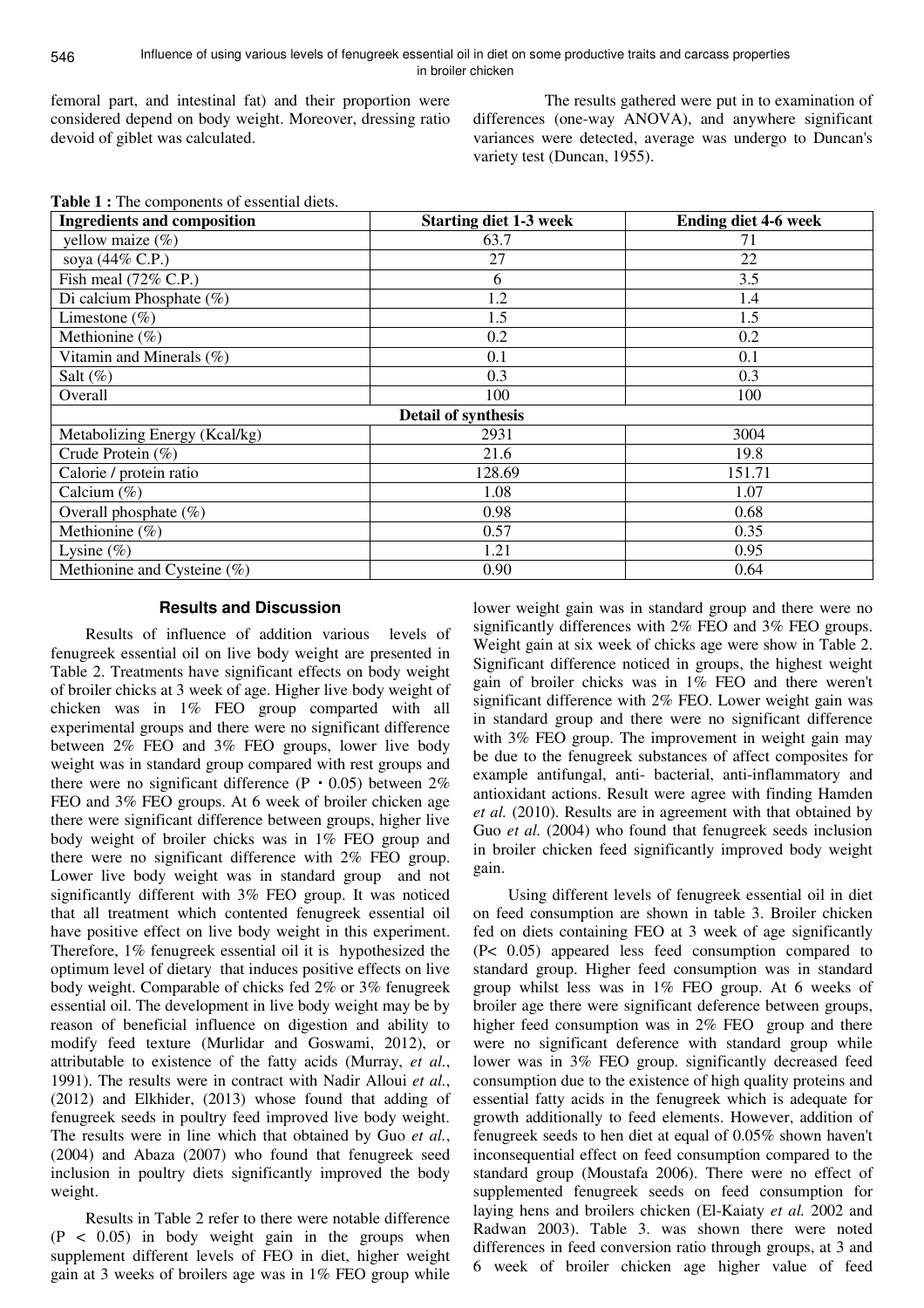femoral part, and intestinal fat) and their proportion were considered depend on body weight. Moreover, dressing ratio devoid of giblet was calculated.

The results gathered were put in to examination of differences (one-way ANOVA), and anywhere significant variances were detected, average was undergo to Duncan's variety test (Duncan, 1955).

**Table 1 :** The components of essential diets.

| Ingredients and composition | Starting diet 1-3 week | Ending diet 4-6 week |
|---|---|---|
| yellow maize (%) | 63.7 | 71 |
| soya (44% C.P.) | 27 | 22 |
| Fish meal (72% C.P.) | 6 | 3.5 |
| Di calcium Phosphate (%) | 1.2 | 1.4 |
| Limestone (%) | 1.5 | 1.5 |
| Methionine (%) | 0.2 | 0.2 |
| Vitamin and Minerals (%) | 0.1 | 0.1 |
| Salt (%) | 0.3 | 0.3 |
| Overall | 100 | 100 |
| **Detail of synthesis** | | |
| Metabolizing Energy (Kcal/kg) | 2931 | 3004 |
| Crude Protein (%) | 21.6 | 19.8 |
| Calorie / protein ratio | 128.69 | 151.71 |
| Calcium (%) | 1.08 | 1.07 |
| Overall phosphate (%) | 0.98 | 0.68 |
| Methionine (%) | 0.57 | 0.35 |
| Lysine (%) | 1.21 | 0.95 |
| Methionine and Cysteine (%) | 0.90 | 0.64 |

## Results and Discussion

Results of influence of addition various levels of fenugreek essential oil on live body weight are presented in Table 2. Treatments have significant effects on body weight of broiler chicks at 3 week of age. Higher live body weight of chicken was in 1% FEO group comparted with all experimental groups and there were no significant difference between 2% FEO and 3% FEO groups, lower live body weight was in standard group compared with rest groups and there were no significant difference ($P \cdot 0.05$) between 2% FEO and 3% FEO groups. At 6 week of broiler chicken age there were significant difference between groups, higher live body weight of broiler chicks was in 1% FEO group and there were no significant difference with 2% FEO group. Lower live body weight was in standard group and not significantly different with 3% FEO group. It was noticed that all treatment which contented fenugreek essential oil have positive effect on live body weight in this experiment. Therefore, 1% fenugreek essential oil it is hypothesized the optimum level of dietary that induces positive effects on live body weight. Comparable of chicks fed 2% or 3% fenugreek essential oil. The development in live body weight may be by reason of beneficial influence on digestion and ability to modify feed texture (Murlidar and Goswami, 2012), or attributable to existence of the fatty acids (Murray, *et al.*, 1991). The results were in contract with Nadir Alloui *et al.*, (2012) and Elkhider, (2013) whose found that adding of fenugreek seeds in poultry feed improved live body weight. The results were in line which that obtained by Guo *et al.*, (2004) and Abaza (2007) who found that fenugreek seed inclusion in poultry diets significantly improved the body weight.

Results in Table 2 refer to there were notable difference ($P < 0.05$) in body weight gain in the groups when supplement different levels of FEO in diet, higher weight gain at 3 weeks of broilers age was in 1% FEO group while lower weight gain was in standard group and there were no significantly differences with 2% FEO and 3% FEO groups. Weight gain at six week of chicks age were show in Table 2. Significant difference noticed in groups, the highest weight gain of broiler chicks was in 1% FEO and there weren't significant difference with 2% FEO. Lower weight gain was in standard group and there were no significant difference with 3% FEO group. The improvement in weight gain may be due to the fenugreek substances of affect composites for example antifungal, anti- bacterial, anti-inflammatory and antioxidant actions. Result were agree with finding Hamden *et al.* (2010). Results are in agreement with that obtained by Guo *et al.* (2004) who found that fenugreek seeds inclusion in broiler chicken feed significantly improved body weight gain.

Using different levels of fenugreek essential oil in diet on feed consumption are shown in table 3. Broiler chicken fed on diets containing FEO at 3 week of age significantly ($P< 0.05$) appeared less feed consumption compared to standard group. Higher feed consumption was in standard group whilst less was in 1% FEO group. At 6 weeks of broiler age there were significant deference between groups, higher feed consumption was in 2% FEO group and there were no significant deference with standard group while lower was in 3% FEO group. significantly decreased feed consumption due to the existence of high quality proteins and essential fatty acids in the fenugreek which is adequate for growth additionally to feed elements. However, addition of fenugreek seeds to hen diet at equal of 0.05% shown haven't inconsequential effect on feed consumption compared to the standard group (Moustafa 2006). There were no effect of supplemented fenugreek seeds on feed consumption for laying hens and broilers chicken (El-Kaiaty *et al.* 2002 and Radwan 2003). Table 3. was shown there were noted differences in feed conversion ratio through groups, at 3 and 6 week of broiler chicken age higher value of feed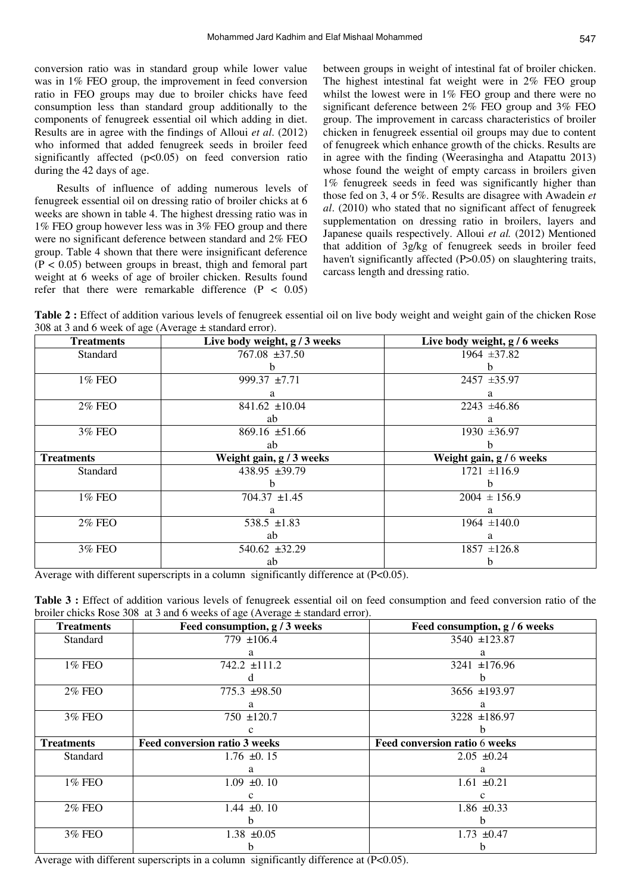conversion ratio was in standard group while lower value was in 1% FEO group, the improvement in feed conversion ratio in FEO groups may due to broiler chicks have feed consumption less than standard group additionally to the components of fenugreek essential oil which adding in diet. Results are in agree with the findings of Alloui *et al*. (2012) who informed that added fenugreek seeds in broiler feed significantly affected ($p<0.05$) on feed conversion ratio during the 42 days of age.

Results of influence of adding numerous levels of fenugreek essential oil on dressing ratio of broiler chicks at 6 weeks are shown in table 4. The highest dressing ratio was in 1% FEO group however less was in 3% FEO group and there were no significant deference between standard and 2% FEO group. Table 4 shown that there were insignificant deference ($P < 0.05$) between groups in breast, thigh and femoral part weight at 6 weeks of age of broiler chicken. Results found refer that there were remarkable difference ($P < 0.05$) between groups in weight of intestinal fat of broiler chicken. The highest intestinal fat weight were in 2% FEO group whilst the lowest were in 1% FEO group and there were no significant deference between 2% FEO group and 3% FEO group. The improvement in carcass characteristics of broiler chicken in fenugreek essential oil groups may due to content of fenugreek which enhance growth of the chicks. Results are in agree with the finding (Weerasingha and Atapattu 2013) whose found the weight of empty carcass in broilers given 1% fenugreek seeds in feed was significantly higher than those fed on 3, 4 or 5%. Results are disagree with Awadein *et al*. (2010) who stated that no significant affect of fenugreek supplementation on dressing ratio in broilers, layers and Japanese quails respectively. Alloui *et al.* (2012) Mentioned that addition of 3g/kg of fenugreek seeds in broiler feed haven't significantly affected ($P>0.05$) on slaughtering traits, carcass length and dressing ratio.

**Table 2 :** Effect of addition various levels of fenugreek essential oil on live body weight and weight gain of the chicken Rose 308 at 3 and 6 week of age (Average ± standard error).

| Treatments | Live body weight, g / 3 weeks | Live body weight, g / 6 weeks |
|---|---|---|
| Standard | 767.08 ±37.50 b | 1964 ±37.82 b |
| 1% FEO | 999.37 ±7.71 a | 2457 ±35.97 a |
| 2% FEO | 841.62 ±10.04 ab | 2243 ±46.86 a |
| 3% FEO | 869.16 ±51.66 ab | 1930 ±36.97 b |
| **Treatments** | **Weight gain, g / 3 weeks** | **Weight gain, g / 6 weeks** |
| Standard | 438.95 ±39.79 b | 1721 ±116.9 b |
| 1% FEO | 704.37 ±1.45 a | 2004 ± 156.9 a |
| 2% FEO | 538.5 ±1.83 ab | 1964 ±140.0 a |
| 3% FEO | 540.62 ±32.29 ab | 1857 ±126.8 b |

Average with different superscripts in a column significantly difference at ($P<0.05$).

**Table 3 :** Effect of addition various levels of fenugreek essential oil on feed consumption and feed conversion ratio of the broiler chicks Rose 308 at 3 and 6 weeks of age (Average ± standard error).

| Treatments | Feed consumption, g / 3 weeks | Feed consumption, g / 6 weeks |
|---|---|---|
| Standard | 779 ±106.4 a | 3540 ±123.87 a |
| 1% FEO | 742.2 ±111.2 d | 3241 ±176.96 b |
| 2% FEO | 775.3 ±98.50 a | 3656 ±193.97 a |
| 3% FEO | 750 ±120.7 c | 3228 ±186.97 b |
| **Treatments** | **Feed conversion ratio 3 weeks** | **Feed conversion ratio 6 weeks** |
| Standard | 1.76 ±0. 15 a | 2.05 ±0.24 a |
| 1% FEO | 1.09 ±0. 10 c | 1.61 ±0.21 c |
| 2% FEO | 1.44 ±0. 10 b | 1.86 ±0.33 b |
| 3% FEO | 1.38 ±0.05 b | 1.73 ±0.47 b |

Average with different superscripts in a column significantly difference at ($P<0.05$).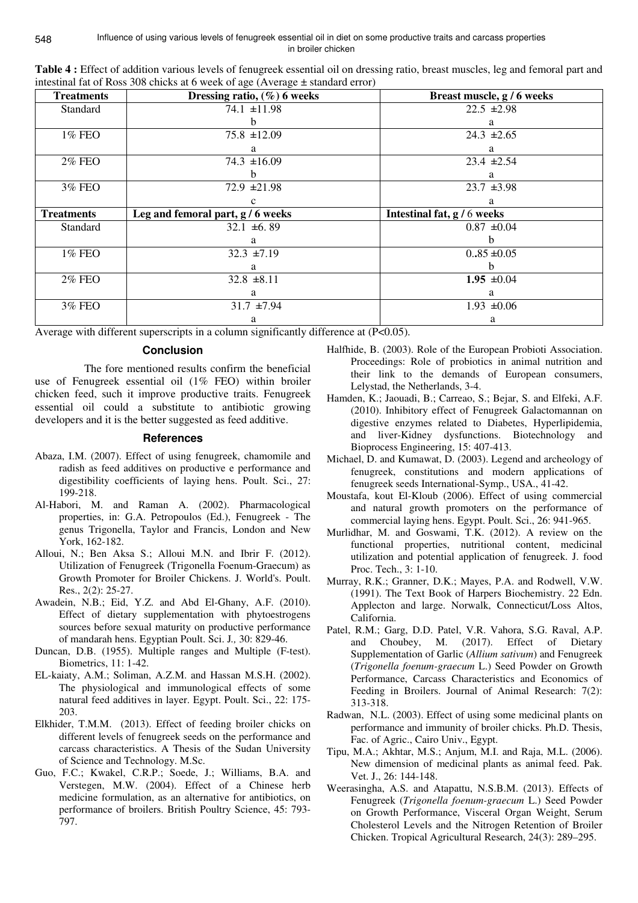**Table 4 :** Effect of addition various levels of fenugreek essential oil on dressing ratio, breast muscles, leg and femoral part and intestinal fat of Ross 308 chicks at 6 week of age (Average ± standard error)

| Treatments | Dressing ratio, (%) 6 weeks | Breast muscle, g / 6 weeks |
|---|---|---|
| Standard | 74.1 ±11.98 b | 22.5 ±2.98 a |
| 1% FEO | 75.8 ±12.09 a | 24.3 ±2.65 a |
| 2% FEO | 74.3 ±16.09 b | 23.4 ±2.54 a |
| 3% FEO | 72.9 ±21.98 c | 23.7 ±3.98 a |
| **Treatments** | **Leg and femoral part, g / 6 weeks** | **Intestinal fat, g / 6 weeks** |
| Standard | 32.1 ±6. 89 a | 0.87 ±0.04 b |
| 1% FEO | 32.3 ±7.19 a | 0..85 ±0.05 b |
| 2% FEO | 32.8 ±8.11 a | **1.95** ±0.04 a |
| 3% FEO | 31.7 ±7.94 a | 1.93 ±0.06 a |

Average with different superscripts in a column significantly difference at ($P<0.05$).

## Conclusion

The fore mentioned results confirm the beneficial use of Fenugreek essential oil (1% FEO) within broiler chicken feed, such it improve productive traits. Fenugreek essential oil could a substitute to antibiotic growing developers and it is the better suggested as feed additive.

## References

Abaza, I.M. (2007). Effect of using fenugreek, chamomile and radish as feed additives on productive e performance and digestibility coefficients of laying hens. Poult. Sci., 27: 199-218.

Al-Habori, M. and Raman A. (2002). Pharmacological properties, in: G.A. Petropoulos (Ed.), Fenugreek - The genus Trigonella, Taylor and Francis, London and New York, 162-182.

Alloui, N.; Ben Aksa S.; Alloui M.N. and Ibrir F. (2012). Utilization of Fenugreek (Trigonella Foenum-Graecum) as Growth Promoter for Broiler Chickens. J. World's. Poult. Res., 2(2): 25-27.

Awadein, N.B.; Eid, Y.Z. and Abd El-Ghany, A.F. (2010). Effect of dietary supplementation with phytoestrogens sources before sexual maturity on productive performance of mandarah hens. Egyptian Poult. Sci. J*.,* 30: 829-46.

Duncan, D.B. (1955). Multiple ranges and Multiple (F-test). Biometrics, 11: 1-42.

EL-kaiaty, A.M.; Soliman, A.Z.M. and Hassan M.S.H. (2002). The physiological and immunological effects of some natural feed additives in layer. Egypt. Poult. Sci., 22: 175-203.

Elkhider, T.M.M. (2013). Effect of feeding broiler chicks on different levels of fenugreek seeds on the performance and carcass characteristics. A Thesis of the Sudan University of Science and Technology. M.Sc.

Guo, F.C.; Kwakel, C.R.P.; Soede, J.; Williams, B.A. and Verstegen, M.W. (2004). Effect of a Chinese herb medicine formulation, as an alternative for antibiotics, on performance of broilers. British Poultry Science, 45: 793-797.

Halfhide, B. (2003). Role of the European Probioti Association. Proceedings: Role of probiotics in animal nutrition and their link to the demands of European consumers, Lelystad, the Netherlands, 3-4.

Hamden, K.; Jaouadi, B.; Carreao, S.; Bejar, S. and Elfeki, A.F. (2010). Inhibitory effect of Fenugreek Galactomannan on digestive enzymes related to Diabetes, Hyperlipidemia, and liver-Kidney dysfunctions. Biotechnology and Bioprocess Engineering, 15: 407-413.

Michael, D. and Kumawat, D. (2003). Legend and archeology of fenugreek, constitutions and modern applications of fenugreek seeds International-Symp., USA., 41-42.

Moustafa, kout El-Kloub (2006). Effect of using commercial and natural growth promoters on the performance of commercial laying hens. Egypt. Poult. Sci., 26: 941-965.

Murlidhar, M. and Goswami, T.K. (2012). A review on the functional properties, nutritional content, medicinal utilization and potential application of fenugreek. J. food Proc. Tech., 3: 1-10.

Murray, R.K.; Granner, D.K.; Mayes, P.A. and Rodwell, V.W. (1991). The Text Book of Harpers Biochemistry. 22 Edn. Applecton and large. Norwalk, Connecticut/Loss Altos, California.

Patel, R.M.; Garg, D.D. Patel, V.R. Vahora, S.G. Raval, A.P. and Choubey, M. (2017). Effect of Dietary Supplementation of Garlic (*Allium sativum*) and Fenugreek (*Trigonella foenum-graecum* L.) Seed Powder on Growth Performance, Carcass Characteristics and Economics of Feeding in Broilers. Journal of Animal Research: 7(2): 313-318.

Radwan, N.L. (2003). Effect of using some medicinal plants on performance and immunity of broiler chicks. Ph.D. Thesis, Fac. of Agric., Cairo Univ., Egypt.

Tipu, M.A.; Akhtar, M.S.; Anjum, M.I. and Raja, M.L. (2006). New dimension of medicinal plants as animal feed. Pak. Vet. J., 26: 144-148.

Weerasingha, A.S. and Atapattu, N.S.B.M. (2013). Effects of Fenugreek (*Trigonella foenum-graecum* L.) Seed Powder on Growth Performance, Visceral Organ Weight, Serum Cholesterol Levels and the Nitrogen Retention of Broiler Chicken. Tropical Agricultural Research, 24(3): 289–295.